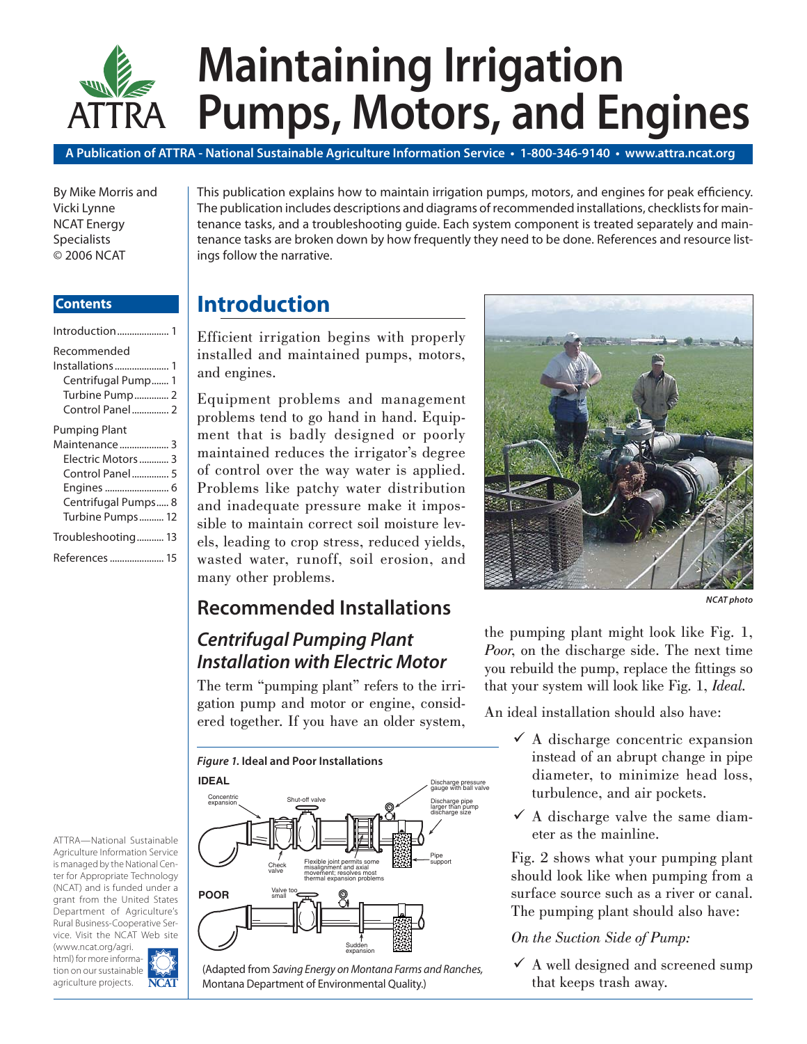# Maintaining Irrigation Pumps, Motors, and Engines

**A Publication of ATTRA - National Sustainable Agriculture Information Service • 1-800-346-9140 • www.attra.ncat.org**

By Mike Morris and Vicki Lynne
NCAT Energy Specialists
© 2006 NCAT

This publication explains how to maintain irrigation pumps, motors, and engines for peak efficiency. The publication includes descriptions and diagrams of recommended installations, checklists for maintenance tasks, and a troubleshooting guide. Each system component is treated separately and maintenance tasks are broken down by how frequently they need to be done. References and resource listings follow the narrative.

**Contents**

- Introduction ..................... 1
- Recommended Installations ...................... 1
  - Centrifugal Pump....... 1
  - Turbine Pump............. 2
  - Control Panel.............. 2
- Pumping Plant Maintenance.................... 3
  - Electric Motors............ 3
  - Control Panel............... 5
  - Engines .......................... 6
  - Centrifugal Pumps..... 8
  - Turbine Pumps.......... 12
- Troubleshooting........... 13
- References ...................... 15

## Introduction

Efficient irrigation begins with properly installed and maintained pumps, motors, and engines.

Equipment problems and management problems tend to go hand in hand. Equipment that is badly designed or poorly maintained reduces the irrigator's degree of control over the way water is applied. Problems like patchy water distribution and inadequate pressure make it impossible to maintain correct soil moisture levels, leading to crop stress, reduced yields, wasted water, runoff, soil erosion, and many other problems.

*NCAT photo*

## Recommended Installations

### *Centrifugal Pumping Plant Installation with Electric Motor*

The term "pumping plant" refers to the irrigation pump and motor or engine, considered together. If you have an older system, the pumping plant might look like Fig. 1, *Poor*, on the discharge side. The next time you rebuild the pump, replace the fittings so that your system will look like Fig. 1, *Ideal*.

***Figure 1.*** **Ideal and Poor Installations**

IDEAL: Concentric expansion; Shut-off valve; Check valve; Flexible joint permits some misalignment and axial movement; resolves most thermal expansion problems; Discharge pressure gauge with ball valve; Discharge pipe larger than pump discharge size; Pipe support

POOR: Valve too small; Sudden expansion

(Adapted from *Saving Energy on Montana Farms and Ranches,* Montana Department of Environmental Quality.)

An ideal installation should also have:

- ✓ A discharge concentric expansion instead of an abrupt change in pipe diameter, to minimize head loss, turbulence, and air pockets.
- ✓ A discharge valve the same diameter as the mainline.

Fig. 2 shows what your pumping plant should look like when pumping from a surface source such as a river or canal. The pumping plant should also have:

*On the Suction Side of Pump:*

- ✓ A well designed and screened sump that keeps trash away.

ATTRA—National Sustainable Agriculture Information Service is managed by the National Center for Appropriate Technology (NCAT) and is funded under a grant from the United States Department of Agriculture's Rural Business-Cooperative Service. Visit the NCAT Web site (www.ncat.org/agri.html) for more information on our sustainable agriculture projects.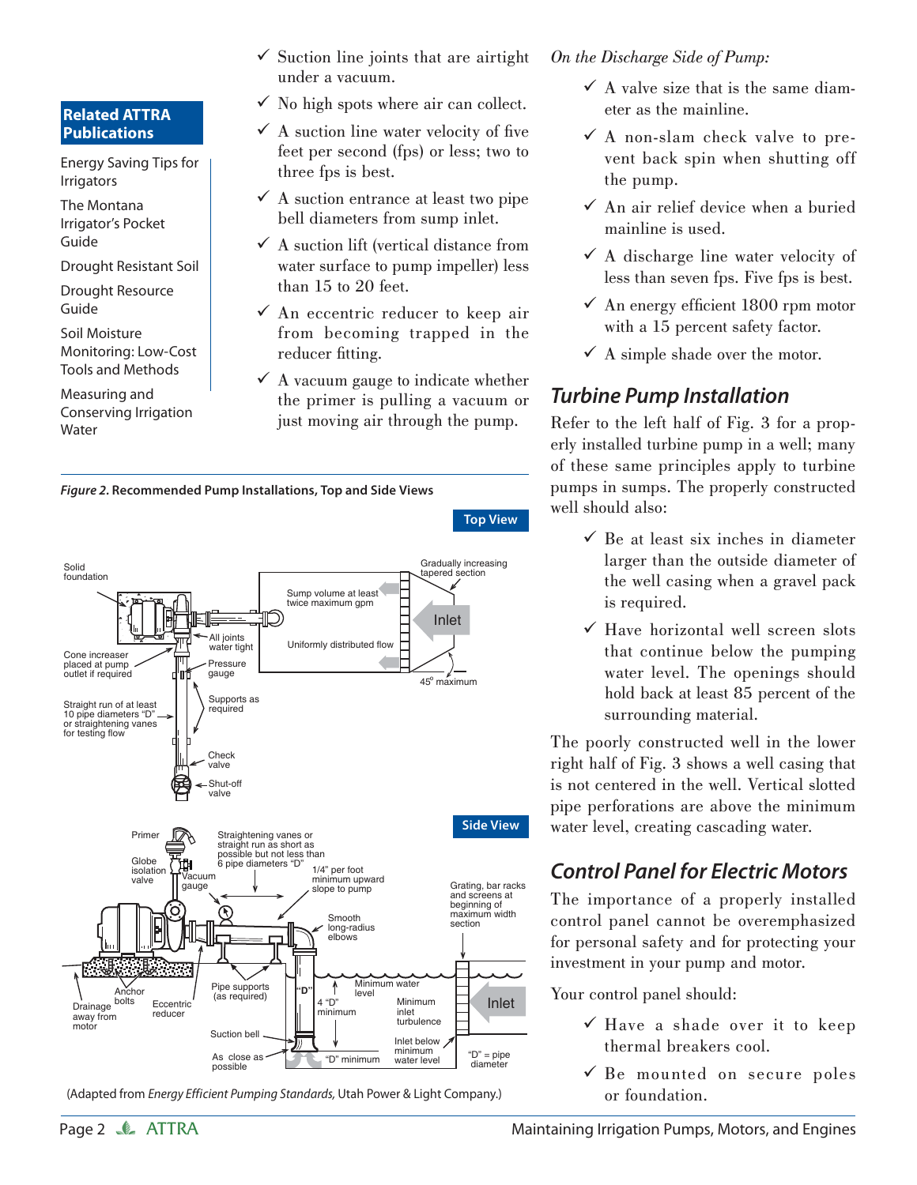## Related ATTRA Publications

Energy Saving Tips for Irrigators

The Montana Irrigator's Pocket Guide

Drought Resistant Soil

Drought Resource Guide

Soil Moisture Monitoring: Low-Cost Tools and Methods

Measuring and Conserving Irrigation Water

- ✓ Suction line joints that are airtight under a vacuum.
- ✓ No high spots where air can collect.
- ✓ A suction line water velocity of five feet per second (fps) or less; two to three fps is best.
- ✓ A suction entrance at least two pipe bell diameters from sump inlet.
- ✓ A suction lift (vertical distance from water surface to pump impeller) less than 15 to 20 feet.
- ✓ An eccentric reducer to keep air from becoming trapped in the reducer fitting.
- ✓ A vacuum gauge to indicate whether the primer is pulling a vacuum or just moving air through the pump.

*Figure 2.* **Recommended Pump Installations, Top and Side Views**

**Top View**

Solid foundation; Cone increaser placed at pump outlet if required; All joints water tight; Pressure gauge; Straight run of at least 10 pipe diameters "D" or straightening vanes for testing flow; Supports as required; Check valve; Shut-off valve; Sump volume at least twice maximum gpm; Uniformly distributed flow; Gradually increasing tapered section; Inlet; 45° maximum

**Side View**

Primer; Globe isolation valve; Vacuum gauge; Straightening vanes or straight run as short as possible but not less than 6 pipe diameters "D"; 1/4" per foot minimum upward slope to pump; Smooth long-radius elbows; Grating, bar racks and screens at beginning of maximum width section; Drainage away from motor; Anchor bolts; Eccentric reducer; Pipe supports (as required); "D"; 4 "D" minimum; Minimum water level; Minimum inlet turbulence; Inlet; Suction bell; As close as possible; "D" minimum; Inlet below minimum water level; "D" = pipe diameter

(Adapted from *Energy Efficient Pumping Standards,* Utah Power & Light Company.)

*On the Discharge Side of Pump:*

- ✓ A valve size that is the same diameter as the mainline.
- ✓ A non-slam check valve to prevent back spin when shutting off the pump.
- ✓ An air relief device when a buried mainline is used.
- ✓ A discharge line water velocity of less than seven fps. Five fps is best.
- ✓ An energy efficient 1800 rpm motor with a 15 percent safety factor.
- ✓ A simple shade over the motor.

## *Turbine Pump Installation*

Refer to the left half of Fig. 3 for a properly installed turbine pump in a well; many of these same principles apply to turbine pumps in sumps. The properly constructed well should also:

- ✓ Be at least six inches in diameter larger than the outside diameter of the well casing when a gravel pack is required.
- ✓ Have horizontal well screen slots that continue below the pumping water level. The openings should hold back at least 85 percent of the surrounding material.

The poorly constructed well in the lower right half of Fig. 3 shows a well casing that is not centered in the well. Vertical slotted pipe perforations are above the minimum water level, creating cascading water.

## *Control Panel for Electric Motors*

The importance of a properly installed control panel cannot be overemphasized for personal safety and for protecting your investment in your pump and motor.

Your control panel should:

- ✓ Have a shade over it to keep thermal breakers cool.
- ✓ Be mounted on secure poles or foundation.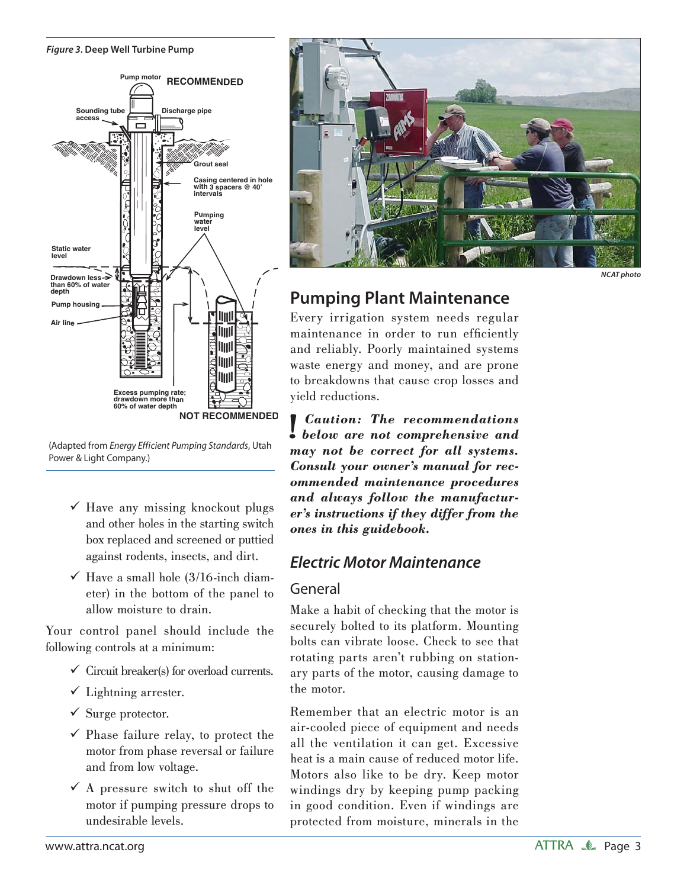*Figure 3.* **Deep Well Turbine Pump**

(Adapted from *Energy Efficient Pumping Standards*, Utah Power & Light Company.)

- ✓ Have any missing knockout plugs and other holes in the starting switch box replaced and screened or puttied against rodents, insects, and dirt.
- ✓ Have a small hole (3/16-inch diameter) in the bottom of the panel to allow moisture to drain.

Your control panel should include the following controls at a minimum:

- ✓ Circuit breaker(s) for overload currents.
- ✓ Lightning arrester.
- ✓ Surge protector.
- ✓ Phase failure relay, to protect the motor from phase reversal or failure and from low voltage.
- ✓ A pressure switch to shut off the motor if pumping pressure drops to undesirable levels.

*NCAT photo*

## Pumping Plant Maintenance

Every irrigation system needs regular maintenance in order to run efficiently and reliably. Poorly maintained systems waste energy and money, and are prone to breakdowns that cause crop losses and yield reductions.

***! Caution: The recommendations below are not comprehensive and may not be correct for all systems. Consult your owner's manual for recommended maintenance procedures and always follow the manufacturer's instructions if they differ from the ones in this guidebook.***

### *Electric Motor Maintenance*

#### General

Make a habit of checking that the motor is securely bolted to its platform. Mounting bolts can vibrate loose. Check to see that rotating parts aren't rubbing on stationary parts of the motor, causing damage to the motor.

Remember that an electric motor is an air-cooled piece of equipment and needs all the ventilation it can get. Excessive heat is a main cause of reduced motor life. Motors also like to be dry. Keep motor windings dry by keeping pump packing in good condition. Even if windings are protected from moisture, minerals in the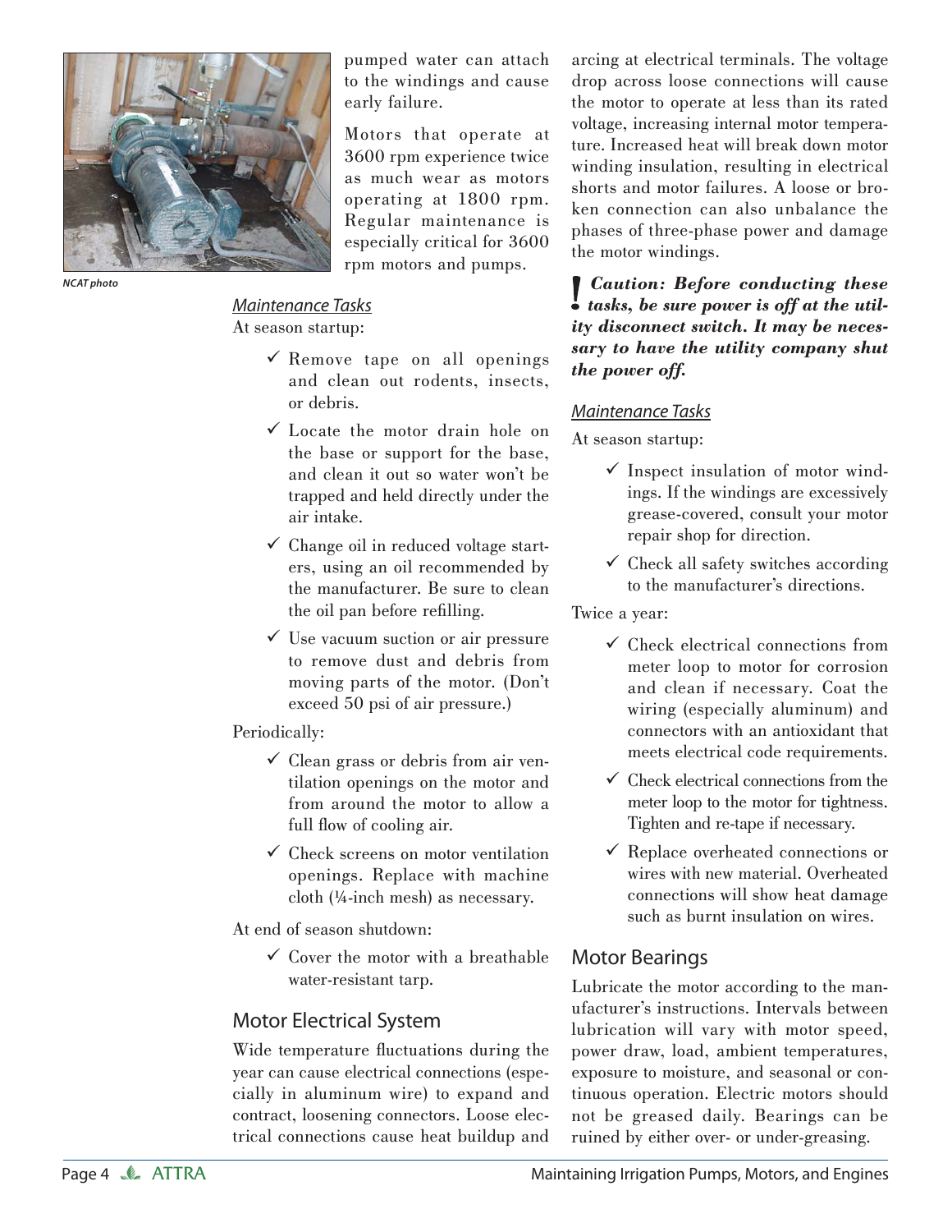NCAT photo

pumped water can attach to the windings and cause early failure.

Motors that operate at 3600 rpm experience twice as much wear as motors operating at 1800 rpm. Regular maintenance is especially critical for 3600 rpm motors and pumps.

*Maintenance Tasks*

At season startup:

- ✓ Remove tape on all openings and clean out rodents, insects, or debris.
- ✓ Locate the motor drain hole on the base or support for the base, and clean it out so water won't be trapped and held directly under the air intake.
- ✓ Change oil in reduced voltage starters, using an oil recommended by the manufacturer. Be sure to clean the oil pan before refilling.
- ✓ Use vacuum suction or air pressure to remove dust and debris from moving parts of the motor. (Don't exceed 50 psi of air pressure.)

Periodically:

- ✓ Clean grass or debris from air ventilation openings on the motor and from around the motor to allow a full flow of cooling air.
- ✓ Check screens on motor ventilation openings. Replace with machine cloth (¼-inch mesh) as necessary.

At end of season shutdown:

- ✓ Cover the motor with a breathable water-resistant tarp.

## Motor Electrical System

Wide temperature fluctuations during the year can cause electrical connections (especially in aluminum wire) to expand and contract, loosening connectors. Loose electrical connections cause heat buildup and arcing at electrical terminals. The voltage drop across loose connections will cause the motor to operate at less than its rated voltage, increasing internal motor temperature. Increased heat will break down motor winding insulation, resulting in electrical shorts and motor failures. A loose or broken connection can also unbalance the phases of three-phase power and damage the motor windings.

**! *Caution: Before conducting these tasks, be sure power is off at the utility disconnect switch. It may be necessary to have the utility company shut the power off.***

*Maintenance Tasks*

At season startup:

- ✓ Inspect insulation of motor windings. If the windings are excessively grease-covered, consult your motor repair shop for direction.
- ✓ Check all safety switches according to the manufacturer's directions.

Twice a year:

- ✓ Check electrical connections from meter loop to motor for corrosion and clean if necessary. Coat the wiring (especially aluminum) and connectors with an antioxidant that meets electrical code requirements.
- ✓ Check electrical connections from the meter loop to the motor for tightness. Tighten and re-tape if necessary.
- ✓ Replace overheated connections or wires with new material. Overheated connections will show heat damage such as burnt insulation on wires.

## Motor Bearings

Lubricate the motor according to the manufacturer's instructions. Intervals between lubrication will vary with motor speed, power draw, load, ambient temperatures, exposure to moisture, and seasonal or continuous operation. Electric motors should not be greased daily. Bearings can be ruined by either over- or under-greasing.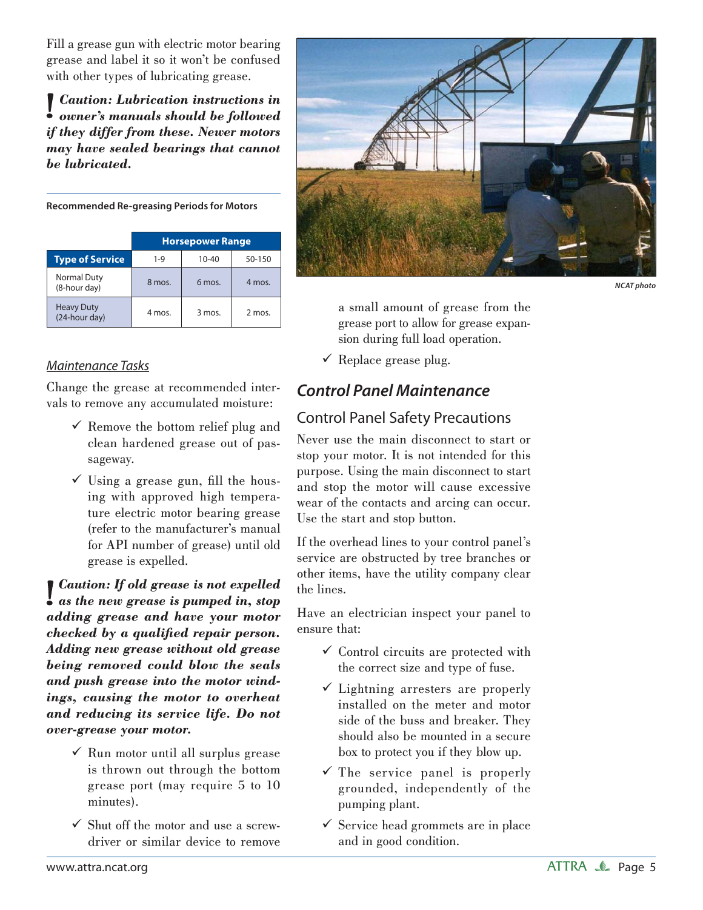Fill a grease gun with electric motor bearing grease and label it so it won't be confused with other types of lubricating grease.

**! *Caution: Lubrication instructions in owner's manuals should be followed if they differ from these. Newer motors may have sealed bearings that cannot be lubricated.***

**Recommended Re-greasing Periods for Motors**

| | Horsepower Range | | |
|---|---|---|---|
| **Type of Service** | 1-9 | 10-40 | 50-150 |
| Normal Duty (8-hour day) | 8 mos. | 6 mos. | 4 mos. |
| Heavy Duty (24-hour day) | 4 mos. | 3 mos. | 2 mos. |

### *Maintenance Tasks*

Change the grease at recommended intervals to remove any accumulated moisture:

- ✓ Remove the bottom relief plug and clean hardened grease out of passageway.
- ✓ Using a grease gun, fill the housing with approved high temperature electric motor bearing grease (refer to the manufacturer's manual for API number of grease) until old grease is expelled.

**! *Caution: If old grease is not expelled as the new grease is pumped in, stop adding grease and have your motor checked by a qualified repair person. Adding new grease without old grease being removed could blow the seals and push grease into the motor windings, causing the motor to overheat and reducing its service life. Do not over-grease your motor.***

- ✓ Run motor until all surplus grease is thrown out through the bottom grease port (may require 5 to 10 minutes).
- ✓ Shut off the motor and use a screwdriver or similar device to remove a small amount of grease from the grease port to allow for grease expansion during full load operation.
- ✓ Replace grease plug.

*NCAT photo*

## *Control Panel Maintenance*

### Control Panel Safety Precautions

Never use the main disconnect to start or stop your motor. It is not intended for this purpose. Using the main disconnect to start and stop the motor will cause excessive wear of the contacts and arcing can occur. Use the start and stop button.

If the overhead lines to your control panel's service are obstructed by tree branches or other items, have the utility company clear the lines.

Have an electrician inspect your panel to ensure that:

- ✓ Control circuits are protected with the correct size and type of fuse.
- ✓ Lightning arresters are properly installed on the meter and motor side of the buss and breaker. They should also be mounted in a secure box to protect you if they blow up.
- ✓ The service panel is properly grounded, independently of the pumping plant.
- ✓ Service head grommets are in place and in good condition.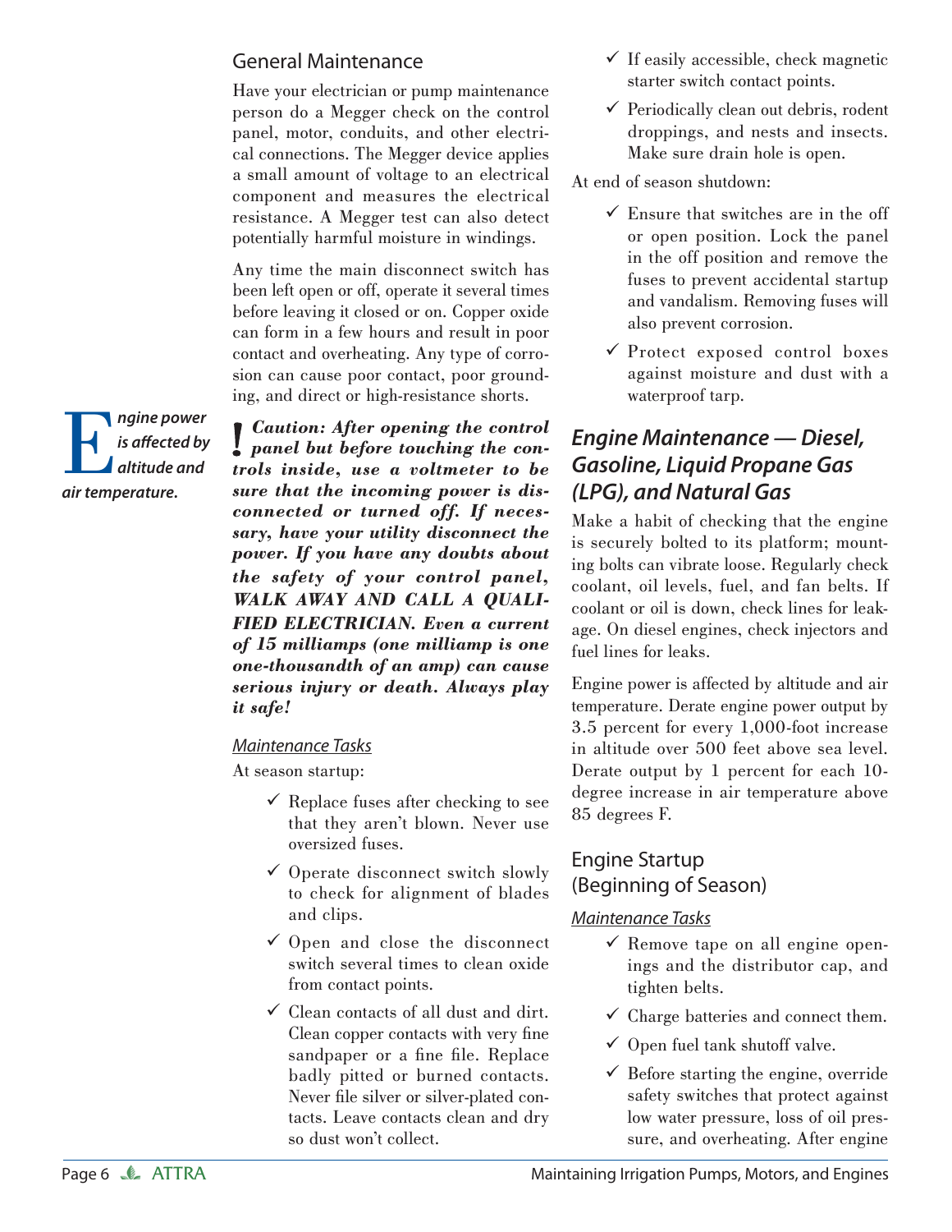### General Maintenance

Have your electrician or pump maintenance person do a Megger check on the control panel, motor, conduits, and other electrical connections. The Megger device applies a small amount of voltage to an electrical component and measures the electrical resistance. A Megger test can also detect potentially harmful moisture in windings.

Any time the main disconnect switch has been left open or off, operate it several times before leaving it closed or on. Copper oxide can form in a few hours and result in poor contact and overheating. Any type of corrosion can cause poor contact, poor grounding, and direct or high-resistance shorts.

***Engine power is affected by altitude and air temperature.***

**! *Caution: After opening the control panel but before touching the controls inside, use a voltmeter to be sure that the incoming power is disconnected or turned off. If necessary, have your utility disconnect the power. If you have any doubts about the safety of your control panel, WALK AWAY AND CALL A QUALIFIED ELECTRICIAN. Even a current of 15 milliamps (one milliamp is one one-thousandth of an amp) can cause serious injury or death. Always play it safe!***

#### Maintenance Tasks

At season startup:

- ✓ Replace fuses after checking to see that they aren't blown. Never use oversized fuses.
- ✓ Operate disconnect switch slowly to check for alignment of blades and clips.
- ✓ Open and close the disconnect switch several times to clean oxide from contact points.
- ✓ Clean contacts of all dust and dirt. Clean copper contacts with very fine sandpaper or a fine file. Replace badly pitted or burned contacts. Never file silver or silver-plated contacts. Leave contacts clean and dry so dust won't collect.
- ✓ If easily accessible, check magnetic starter switch contact points.
- ✓ Periodically clean out debris, rodent droppings, and nests and insects. Make sure drain hole is open.

At end of season shutdown:

- ✓ Ensure that switches are in the off or open position. Lock the panel in the off position and remove the fuses to prevent accidental startup and vandalism. Removing fuses will also prevent corrosion.
- ✓ Protect exposed control boxes against moisture and dust with a waterproof tarp.

## *Engine Maintenance — Diesel, Gasoline, Liquid Propane Gas (LPG), and Natural Gas*

Make a habit of checking that the engine is securely bolted to its platform; mounting bolts can vibrate loose. Regularly check coolant, oil levels, fuel, and fan belts. If coolant or oil is down, check lines for leakage. On diesel engines, check injectors and fuel lines for leaks.

Engine power is affected by altitude and air temperature. Derate engine power output by 3.5 percent for every 1,000-foot increase in altitude over 500 feet above sea level. Derate output by 1 percent for each 10-degree increase in air temperature above 85 degrees F.

### Engine Startup (Beginning of Season)

#### Maintenance Tasks

- ✓ Remove tape on all engine openings and the distributor cap, and tighten belts.
- ✓ Charge batteries and connect them.
- ✓ Open fuel tank shutoff valve.
- ✓ Before starting the engine, override safety switches that protect against low water pressure, loss of oil pressure, and overheating. After engine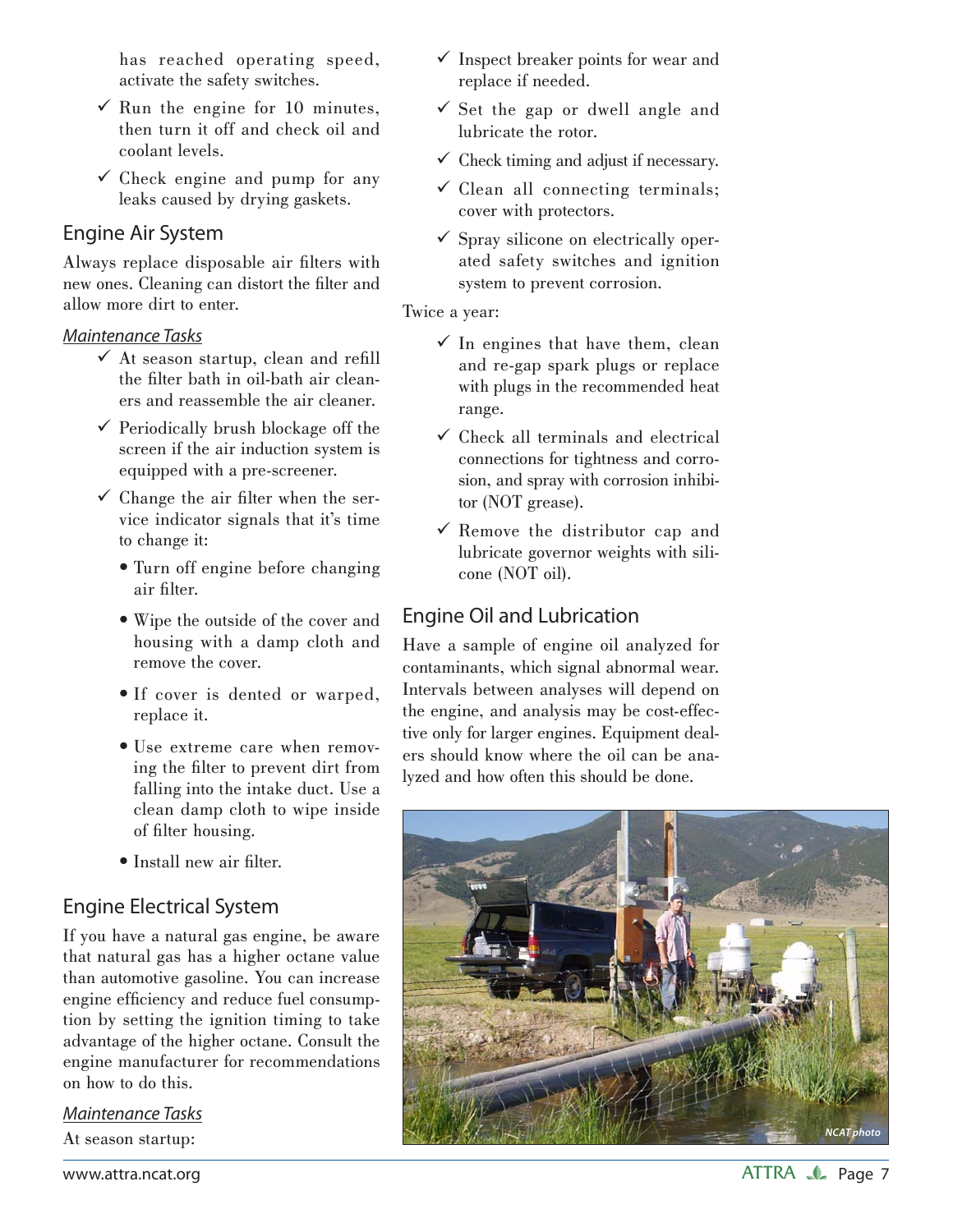has reached operating speed, activate the safety switches.

- ✓ Run the engine for 10 minutes, then turn it off and check oil and coolant levels.
- ✓ Check engine and pump for any leaks caused by drying gaskets.

## Engine Air System

Always replace disposable air filters with new ones. Cleaning can distort the filter and allow more dirt to enter.

*Maintenance Tasks*

- ✓ At season startup, clean and refill the filter bath in oil-bath air cleaners and reassemble the air cleaner.
- ✓ Periodically brush blockage off the screen if the air induction system is equipped with a pre-screener.
- ✓ Change the air filter when the service indicator signals that it's time to change it:
  - Turn off engine before changing air filter.
  - Wipe the outside of the cover and housing with a damp cloth and remove the cover.
  - If cover is dented or warped, replace it.
  - Use extreme care when removing the filter to prevent dirt from falling into the intake duct. Use a clean damp cloth to wipe inside of filter housing.
  - Install new air filter.

## Engine Electrical System

If you have a natural gas engine, be aware that natural gas has a higher octane value than automotive gasoline. You can increase engine efficiency and reduce fuel consumption by setting the ignition timing to take advantage of the higher octane. Consult the engine manufacturer for recommendations on how to do this.

*Maintenance Tasks*

At season startup:

- ✓ Inspect breaker points for wear and replace if needed.
- ✓ Set the gap or dwell angle and lubricate the rotor.
- ✓ Check timing and adjust if necessary.
- ✓ Clean all connecting terminals; cover with protectors.
- ✓ Spray silicone on electrically operated safety switches and ignition system to prevent corrosion.

Twice a year:

- ✓ In engines that have them, clean and re-gap spark plugs or replace with plugs in the recommended heat range.
- ✓ Check all terminals and electrical connections for tightness and corrosion, and spray with corrosion inhibitor (NOT grease).
- ✓ Remove the distributor cap and lubricate governor weights with silicone (NOT oil).

## Engine Oil and Lubrication

Have a sample of engine oil analyzed for contaminants, which signal abnormal wear. Intervals between analyses will depend on the engine, and analysis may be cost-effective only for larger engines. Equipment dealers should know where the oil can be analyzed and how often this should be done.

*NCAT photo*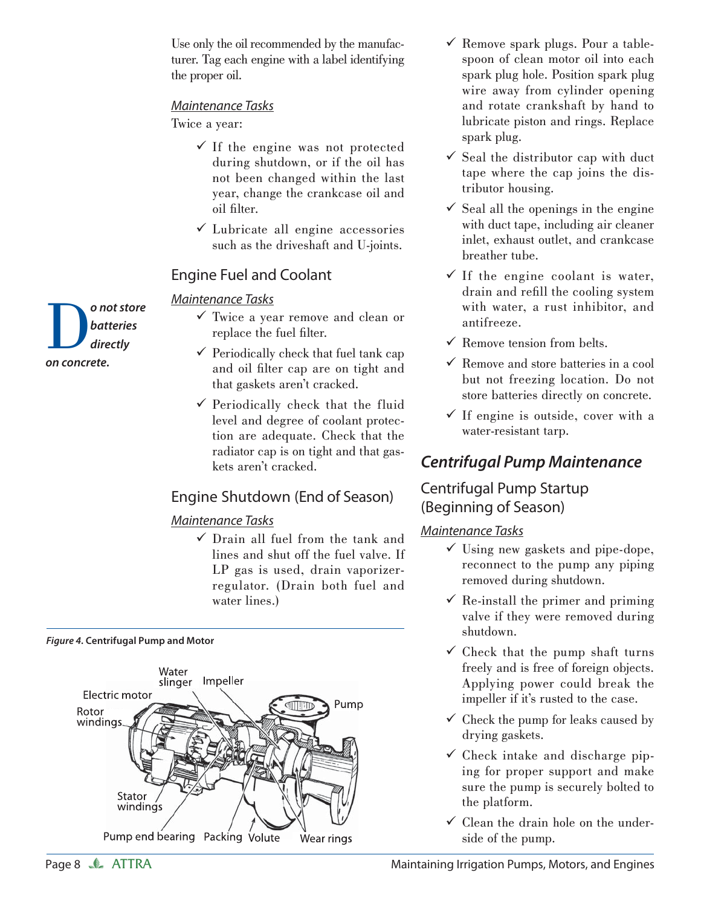Use only the oil recommended by the manufacturer. Tag each engine with a label identifying the proper oil.

*Maintenance Tasks*

Twice a year:

- ✓ If the engine was not protected during shutdown, or if the oil has not been changed within the last year, change the crankcase oil and oil filter.
- ✓ Lubricate all engine accessories such as the driveshaft and U-joints.

## Engine Fuel and Coolant

*Maintenance Tasks*

- ✓ Twice a year remove and clean or replace the fuel filter.
- ✓ Periodically check that fuel tank cap and oil filter cap are on tight and that gaskets aren't cracked.
- ✓ Periodically check that the fluid level and degree of coolant protection are adequate. Check that the radiator cap is on tight and that gaskets aren't cracked.

***Do not store batteries directly on concrete.***

## Engine Shutdown (End of Season)

*Maintenance Tasks*

- ✓ Drain all fuel from the tank and lines and shut off the fuel valve. If LP gas is used, drain vaporizer-regulator. (Drain both fuel and water lines.)
- ✓ Remove spark plugs. Pour a tablespoon of clean motor oil into each spark plug hole. Position spark plug wire away from cylinder opening and rotate crankshaft by hand to lubricate piston and rings. Replace spark plug.
- ✓ Seal the distributor cap with duct tape where the cap joins the distributor housing.
- ✓ Seal all the openings in the engine with duct tape, including air cleaner inlet, exhaust outlet, and crankcase breather tube.
- ✓ If the engine coolant is water, drain and refill the cooling system with water, a rust inhibitor, and antifreeze.
- ✓ Remove tension from belts.
- ✓ Remove and store batteries in a cool but not freezing location. Do not store batteries directly on concrete.
- ✓ If engine is outside, cover with a water-resistant tarp.

***Figure 4.* Centrifugal Pump and Motor**

Water slinger, Impeller, Electric motor, Pump, Rotor windings, Stator windings, Pump end bearing, Packing, Volute, Wear rings

# *Centrifugal Pump Maintenance*

## Centrifugal Pump Startup (Beginning of Season)

*Maintenance Tasks*

- ✓ Using new gaskets and pipe-dope, reconnect to the pump any piping removed during shutdown.
- ✓ Re-install the primer and priming valve if they were removed during shutdown.
- ✓ Check that the pump shaft turns freely and is free of foreign objects. Applying power could break the impeller if it's rusted to the case.
- ✓ Check the pump for leaks caused by drying gaskets.
- ✓ Check intake and discharge piping for proper support and make sure the pump is securely bolted to the platform.
- ✓ Clean the drain hole on the underside of the pump.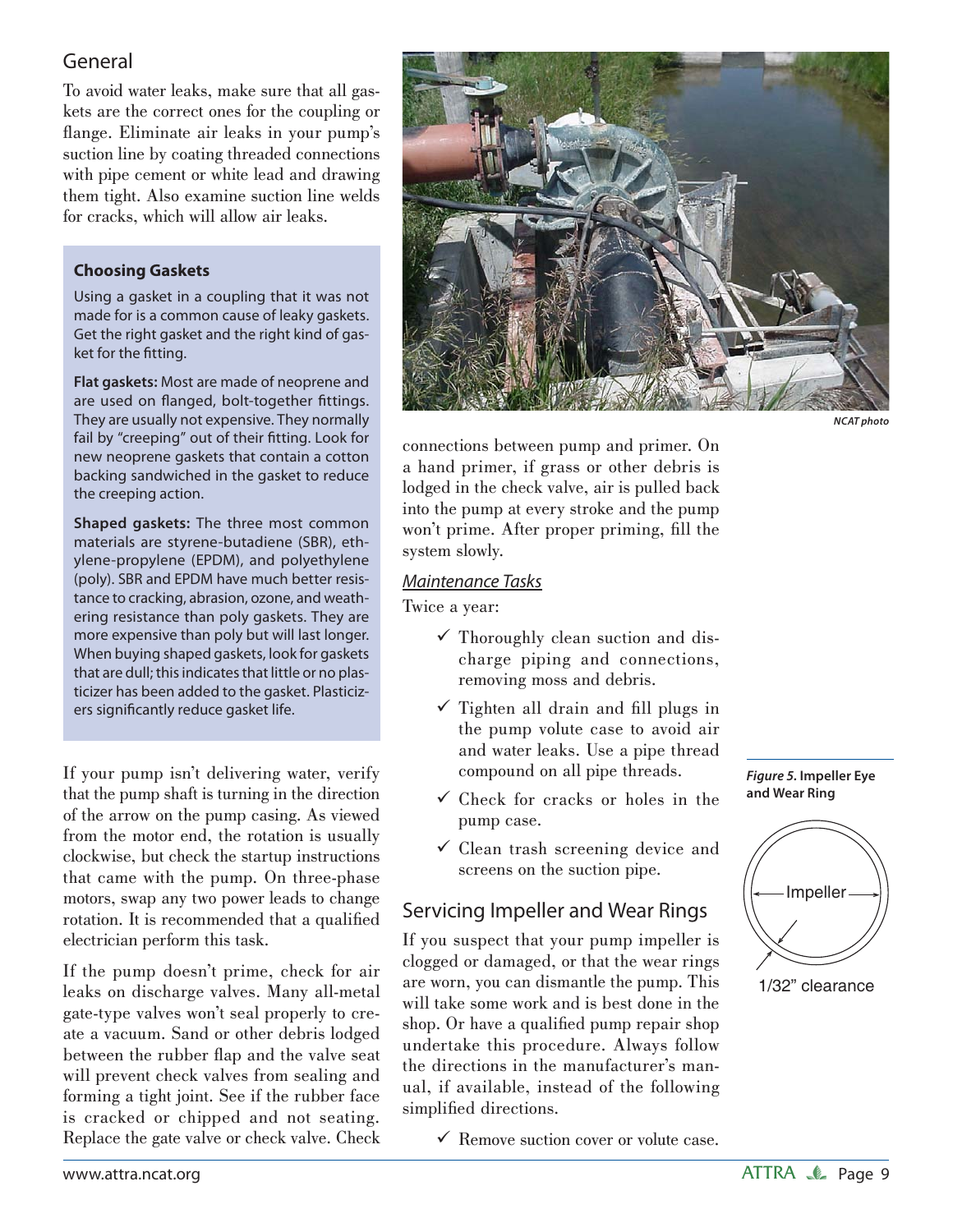## General

To avoid water leaks, make sure that all gaskets are the correct ones for the coupling or flange. Eliminate air leaks in your pump's suction line by coating threaded connections with pipe cement or white lead and drawing them tight. Also examine suction line welds for cracks, which will allow air leaks.

> **Choosing Gaskets**
>
> Using a gasket in a coupling that it was not made for is a common cause of leaky gaskets. Get the right gasket and the right kind of gasket for the fitting.
>
> **Flat gaskets:** Most are made of neoprene and are used on flanged, bolt-together fittings. They are usually not expensive. They normally fail by "creeping" out of their fitting. Look for new neoprene gaskets that contain a cotton backing sandwiched in the gasket to reduce the creeping action.
>
> **Shaped gaskets:** The three most common materials are styrene-butadiene (SBR), ethylene-propylene (EPDM), and polyethylene (poly). SBR and EPDM have much better resistance to cracking, abrasion, ozone, and weathering resistance than poly gaskets. They are more expensive than poly but will last longer. When buying shaped gaskets, look for gaskets that are dull; this indicates that little or no plasticizer has been added to the gasket. Plasticizers significantly reduce gasket life.

If your pump isn't delivering water, verify that the pump shaft is turning in the direction of the arrow on the pump casing. As viewed from the motor end, the rotation is usually clockwise, but check the startup instructions that came with the pump. On three-phase motors, swap any two power leads to change rotation. It is recommended that a qualified electrician perform this task.

If the pump doesn't prime, check for air leaks on discharge valves. Many all-metal gate-type valves won't seal properly to create a vacuum. Sand or other debris lodged between the rubber flap and the valve seat will prevent check valves from sealing and forming a tight joint. See if the rubber face is cracked or chipped and not seating. Replace the gate valve or check valve. Check connections between pump and primer. On a hand primer, if grass or other debris is lodged in the check valve, air is pulled back into the pump at every stroke and the pump won't prime. After proper priming, fill the system slowly.

*NCAT photo*

### Maintenance Tasks

Twice a year:

- ✓ Thoroughly clean suction and discharge piping and connections, removing moss and debris.
- ✓ Tighten all drain and fill plugs in the pump volute case to avoid air and water leaks. Use a pipe thread compound on all pipe threads.
- ✓ Check for cracks or holes in the pump case.
- ✓ Clean trash screening device and screens on the suction pipe.

## Servicing Impeller and Wear Rings

If you suspect that your pump impeller is clogged or damaged, or that the wear rings are worn, you can dismantle the pump. This will take some work and is best done in the shop. Or have a qualified pump repair shop undertake this procedure. Always follow the directions in the manufacturer's manual, if available, instead of the following simplified directions.

- ✓ Remove suction cover or volute case.

***Figure 5.*** **Impeller Eye and Wear Ring**

Impeller

1/32" clearance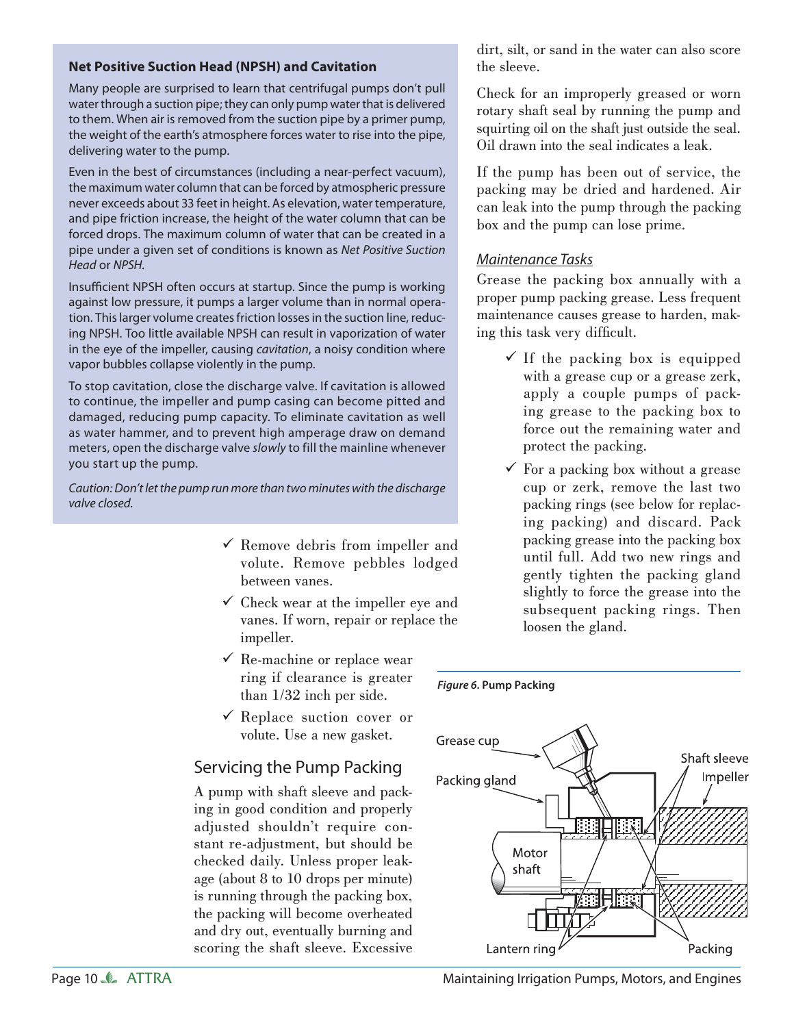### Net Positive Suction Head (NPSH) and Cavitation

Many people are surprised to learn that centrifugal pumps don't pull water through a suction pipe; they can only pump water that is delivered to them. When air is removed from the suction pipe by a primer pump, the weight of the earth's atmosphere forces water to rise into the pipe, delivering water to the pump.

Even in the best of circumstances (including a near-perfect vacuum), the maximum water column that can be forced by atmospheric pressure never exceeds about 33 feet in height. As elevation, water temperature, and pipe friction increase, the height of the water column that can be forced drops. The maximum column of water that can be created in a pipe under a given set of conditions is known as *Net Positive Suction Head* or *NPSH*.

Insufficient NPSH often occurs at startup. Since the pump is working against low pressure, it pumps a larger volume than in normal operation. This larger volume creates friction losses in the suction line, reducing NPSH. Too little available NPSH can result in vaporization of water in the eye of the impeller, causing *cavitation*, a noisy condition where vapor bubbles collapse violently in the pump.

To stop cavitation, close the discharge valve. If cavitation is allowed to continue, the impeller and pump casing can become pitted and damaged, reducing pump capacity. To eliminate cavitation as well as water hammer, and to prevent high amperage draw on demand meters, open the discharge valve *slowly* to fill the mainline whenever you start up the pump.

*Caution: Don't let the pump run more than two minutes with the discharge valve closed.*

- ✓ Remove debris from impeller and volute. Remove pebbles lodged between vanes.
- ✓ Check wear at the impeller eye and vanes. If worn, repair or replace the impeller.
- ✓ Re-machine or replace wear ring if clearance is greater than 1/32 inch per side.
- ✓ Replace suction cover or volute. Use a new gasket.

## Servicing the Pump Packing

A pump with shaft sleeve and packing in good condition and properly adjusted shouldn't require constant re-adjustment, but should be checked daily. Unless proper leakage (about 8 to 10 drops per minute) is running through the packing box, the packing will become overheated and dry out, eventually burning and scoring the shaft sleeve. Excessive dirt, silt, or sand in the water can also score the sleeve.

Check for an improperly greased or worn rotary shaft seal by running the pump and squirting oil on the shaft just outside the seal. Oil drawn into the seal indicates a leak.

If the pump has been out of service, the packing may be dried and hardened. Air can leak into the pump through the packing box and the pump can lose prime.

### *Maintenance Tasks*

Grease the packing box annually with a proper pump packing grease. Less frequent maintenance causes grease to harden, making this task very difficult.

- ✓ If the packing box is equipped with a grease cup or a grease zerk, apply a couple pumps of packing grease to the packing box to force out the remaining water and protect the packing.
- ✓ For a packing box without a grease cup or zerk, remove the last two packing rings (see below for replacing packing) and discard. Pack packing grease into the packing box until full. Add two new rings and gently tighten the packing gland slightly to force the grease into the subsequent packing rings. Then loosen the gland.

***Figure 6.*** **Pump Packing**

Grease cup, Packing gland, Shaft sleeve, Impeller, Motor shaft, Lantern ring, Packing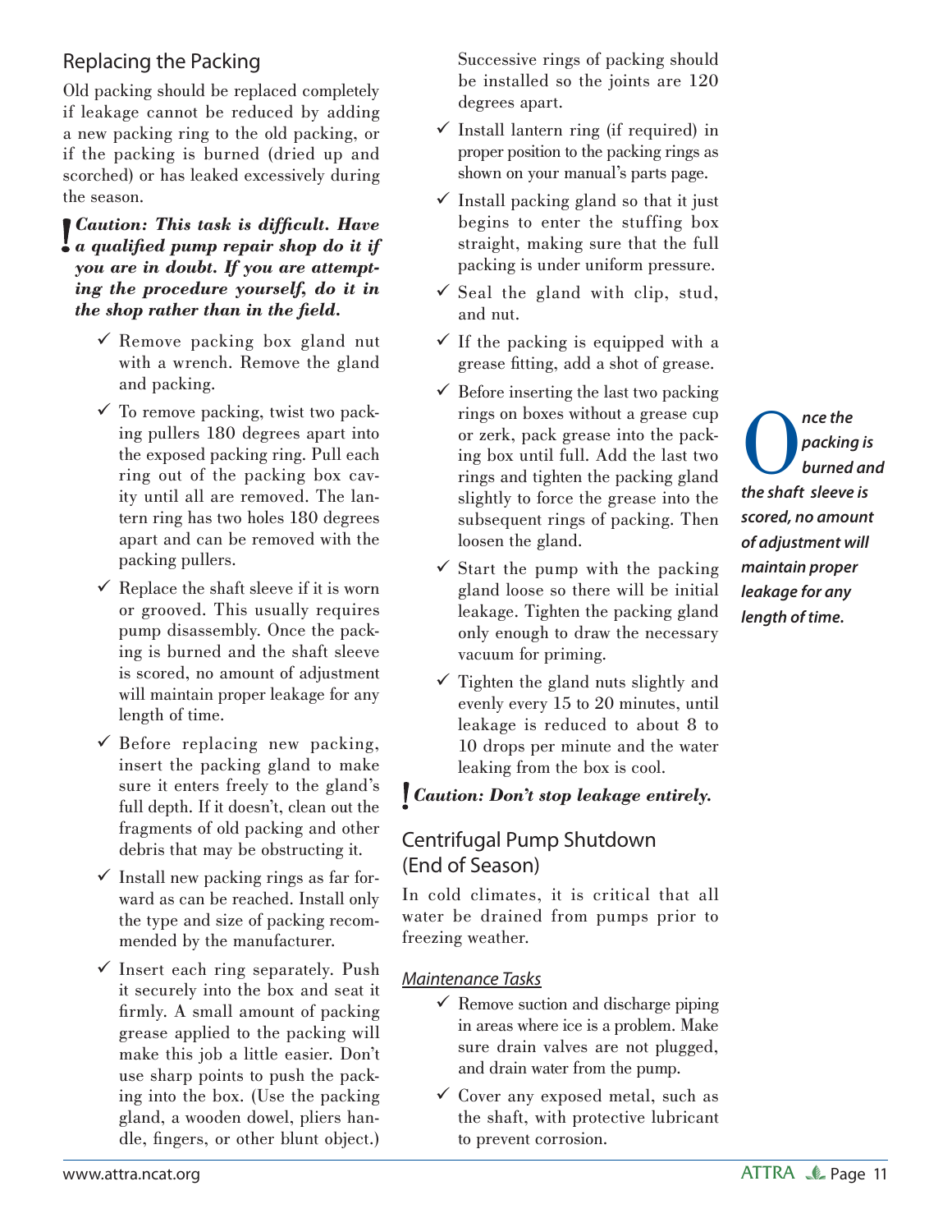## Replacing the Packing

Old packing should be replaced completely if leakage cannot be reduced by adding a new packing ring to the old packing, or if the packing is burned (dried up and scorched) or has leaked excessively during the season.

**! *Caution: This task is difficult. Have a qualified pump repair shop do it if you are in doubt. If you are attempting the procedure yourself, do it in the shop rather than in the field.***

- ✓ Remove packing box gland nut with a wrench. Remove the gland and packing.
- ✓ To remove packing, twist two packing pullers 180 degrees apart into the exposed packing ring. Pull each ring out of the packing box cavity until all are removed. The lantern ring has two holes 180 degrees apart and can be removed with the packing pullers.
- ✓ Replace the shaft sleeve if it is worn or grooved. This usually requires pump disassembly. Once the packing is burned and the shaft sleeve is scored, no amount of adjustment will maintain proper leakage for any length of time.
- ✓ Before replacing new packing, insert the packing gland to make sure it enters freely to the gland's full depth. If it doesn't, clean out the fragments of old packing and other debris that may be obstructing it.
- ✓ Install new packing rings as far forward as can be reached. Install only the type and size of packing recommended by the manufacturer.
- ✓ Insert each ring separately. Push it securely into the box and seat it firmly. A small amount of packing grease applied to the packing will make this job a little easier. Don't use sharp points to push the packing into the box. (Use the packing gland, a wooden dowel, pliers handle, fingers, or other blunt object.) Successive rings of packing should be installed so the joints are 120 degrees apart.
- ✓ Install lantern ring (if required) in proper position to the packing rings as shown on your manual's parts page.
- ✓ Install packing gland so that it just begins to enter the stuffing box straight, making sure that the full packing is under uniform pressure.
- ✓ Seal the gland with clip, stud, and nut.
- ✓ If the packing is equipped with a grease fitting, add a shot of grease.
- ✓ Before inserting the last two packing rings on boxes without a grease cup or zerk, pack grease into the packing box until full. Add the last two rings and tighten the packing gland slightly to force the grease into the subsequent rings of packing. Then loosen the gland.
- ✓ Start the pump with the packing gland loose so there will be initial leakage. Tighten the packing gland only enough to draw the necessary vacuum for priming.
- ✓ Tighten the gland nuts slightly and evenly every 15 to 20 minutes, until leakage is reduced to about 8 to 10 drops per minute and the water leaking from the box is cool.

**! *Caution: Don't stop leakage entirely.***

*Once the packing is burned and the shaft sleeve is scored, no amount of adjustment will maintain proper leakage for any length of time.*

## Centrifugal Pump Shutdown (End of Season)

In cold climates, it is critical that all water be drained from pumps prior to freezing weather.

### Maintenance Tasks

- ✓ Remove suction and discharge piping in areas where ice is a problem. Make sure drain valves are not plugged, and drain water from the pump.
- ✓ Cover any exposed metal, such as the shaft, with protective lubricant to prevent corrosion.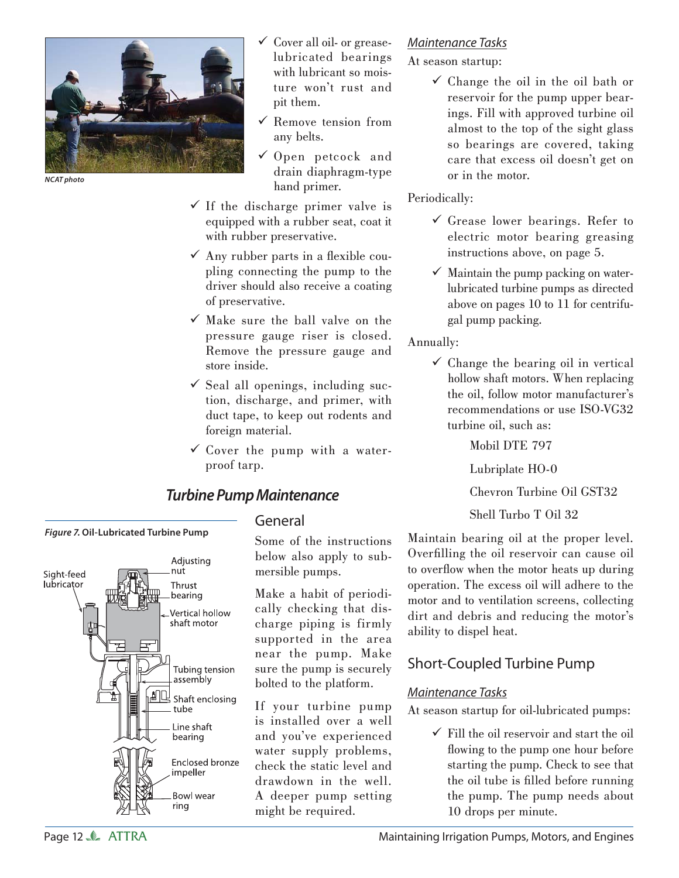NCAT photo

- ✓ Cover all oil- or grease-lubricated bearings with lubricant so moisture won't rust and pit them.
- ✓ Remove tension from any belts.
- ✓ Open petcock and drain diaphragm-type hand primer.
- ✓ If the discharge primer valve is equipped with a rubber seat, coat it with rubber preservative.
- ✓ Any rubber parts in a flexible coupling connecting the pump to the driver should also receive a coating of preservative.
- ✓ Make sure the ball valve on the pressure gauge riser is closed. Remove the pressure gauge and store inside.
- ✓ Seal all openings, including suction, discharge, and primer, with duct tape, to keep out rodents and foreign material.
- ✓ Cover the pump with a waterproof tarp.

## Turbine Pump Maintenance

*Figure 7.* **Oil-Lubricated Turbine Pump**

Sight-feed lubricator; Adjusting nut; Thrust bearing; Vertical hollow shaft motor; Tubing tension assembly; Shaft enclosing tube; Line shaft bearing; Enclosed bronze impeller; Bowl wear ring

### General

Some of the instructions below also apply to submersible pumps.

Make a habit of periodically checking that discharge piping is firmly supported in the area near the pump. Make sure the pump is securely bolted to the platform.

If your turbine pump is installed over a well and you've experienced water supply problems, check the static level and drawdown in the well. A deeper pump setting might be required.

#### *Maintenance Tasks*

At season startup:

- ✓ Change the oil in the oil bath or reservoir for the pump upper bearings. Fill with approved turbine oil almost to the top of the sight glass so bearings are covered, taking care that excess oil doesn't get on or in the motor.

Periodically:

- ✓ Grease lower bearings. Refer to electric motor bearing greasing instructions above, on page 5.
- ✓ Maintain the pump packing on water-lubricated turbine pumps as directed above on pages 10 to 11 for centrifugal pump packing.

Annually:

- ✓ Change the bearing oil in vertical hollow shaft motors. When replacing the oil, follow motor manufacturer's recommendations or use ISO-VG32 turbine oil, such as:

  Mobil DTE 797

  Lubriplate HO-0

  Chevron Turbine Oil GST32

  Shell Turbo T Oil 32

Maintain bearing oil at the proper level. Overfilling the oil reservoir can cause oil to overflow when the motor heats up during operation. The excess oil will adhere to the motor and to ventilation screens, collecting dirt and debris and reducing the motor's ability to dispel heat.

### Short-Coupled Turbine Pump

#### *Maintenance Tasks*

At season startup for oil-lubricated pumps:

- ✓ Fill the oil reservoir and start the oil flowing to the pump one hour before starting the pump. Check to see that the oil tube is filled before running the pump. The pump needs about 10 drops per minute.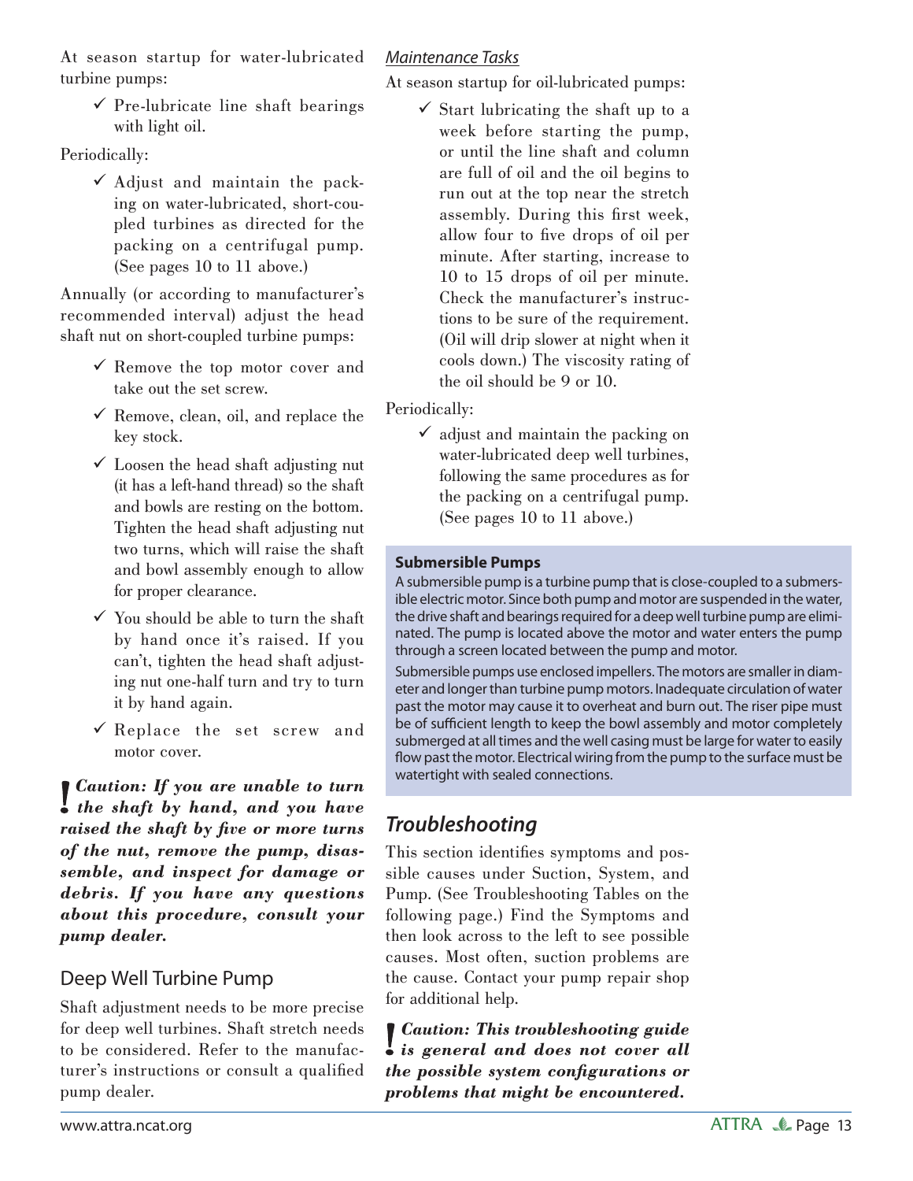At season startup for water-lubricated turbine pumps:

- ✓ Pre-lubricate line shaft bearings with light oil.

Periodically:

- ✓ Adjust and maintain the packing on water-lubricated, short-coupled turbines as directed for the packing on a centrifugal pump. (See pages 10 to 11 above.)

Annually (or according to manufacturer's recommended interval) adjust the head shaft nut on short-coupled turbine pumps:

- ✓ Remove the top motor cover and take out the set screw.
- ✓ Remove, clean, oil, and replace the key stock.
- ✓ Loosen the head shaft adjusting nut (it has a left-hand thread) so the shaft and bowls are resting on the bottom. Tighten the head shaft adjusting nut two turns, which will raise the shaft and bowl assembly enough to allow for proper clearance.
- ✓ You should be able to turn the shaft by hand once it's raised. If you can't, tighten the head shaft adjusting nut one-half turn and try to turn it by hand again.
- ✓ Replace the set screw and motor cover.

**!** ***Caution: If you are unable to turn the shaft by hand, and you have raised the shaft by five or more turns of the nut, remove the pump, disassemble, and inspect for damage or debris. If you have any questions about this procedure, consult your pump dealer.***

## Deep Well Turbine Pump

Shaft adjustment needs to be more precise for deep well turbines. Shaft stretch needs to be considered. Refer to the manufacturer's instructions or consult a qualified pump dealer.

### *Maintenance Tasks*

At season startup for oil-lubricated pumps:

- ✓ Start lubricating the shaft up to a week before starting the pump, or until the line shaft and column are full of oil and the oil begins to run out at the top near the stretch assembly. During this first week, allow four to five drops of oil per minute. After starting, increase to 10 to 15 drops of oil per minute. Check the manufacturer's instructions to be sure of the requirement. (Oil will drip slower at night when it cools down.) The viscosity rating of the oil should be 9 or 10.

Periodically:

- ✓ adjust and maintain the packing on water-lubricated deep well turbines, following the same procedures as for the packing on a centrifugal pump. (See pages 10 to 11 above.)

**Submersible Pumps**

A submersible pump is a turbine pump that is close-coupled to a submersible electric motor. Since both pump and motor are suspended in the water, the drive shaft and bearings required for a deep well turbine pump are eliminated. The pump is located above the motor and water enters the pump through a screen located between the pump and motor.

Submersible pumps use enclosed impellers. The motors are smaller in diameter and longer than turbine pump motors. Inadequate circulation of water past the motor may cause it to overheat and burn out. The riser pipe must be of sufficient length to keep the bowl assembly and motor completely submerged at all times and the well casing must be large for water to easily flow past the motor. Electrical wiring from the pump to the surface must be watertight with sealed connections.

## *Troubleshooting*

This section identifies symptoms and possible causes under Suction, System, and Pump. (See Troubleshooting Tables on the following page.) Find the Symptoms and then look across to the left to see possible causes. Most often, suction problems are the cause. Contact your pump repair shop for additional help.

**!** ***Caution: This troubleshooting guide is general and does not cover all the possible system configurations or problems that might be encountered.***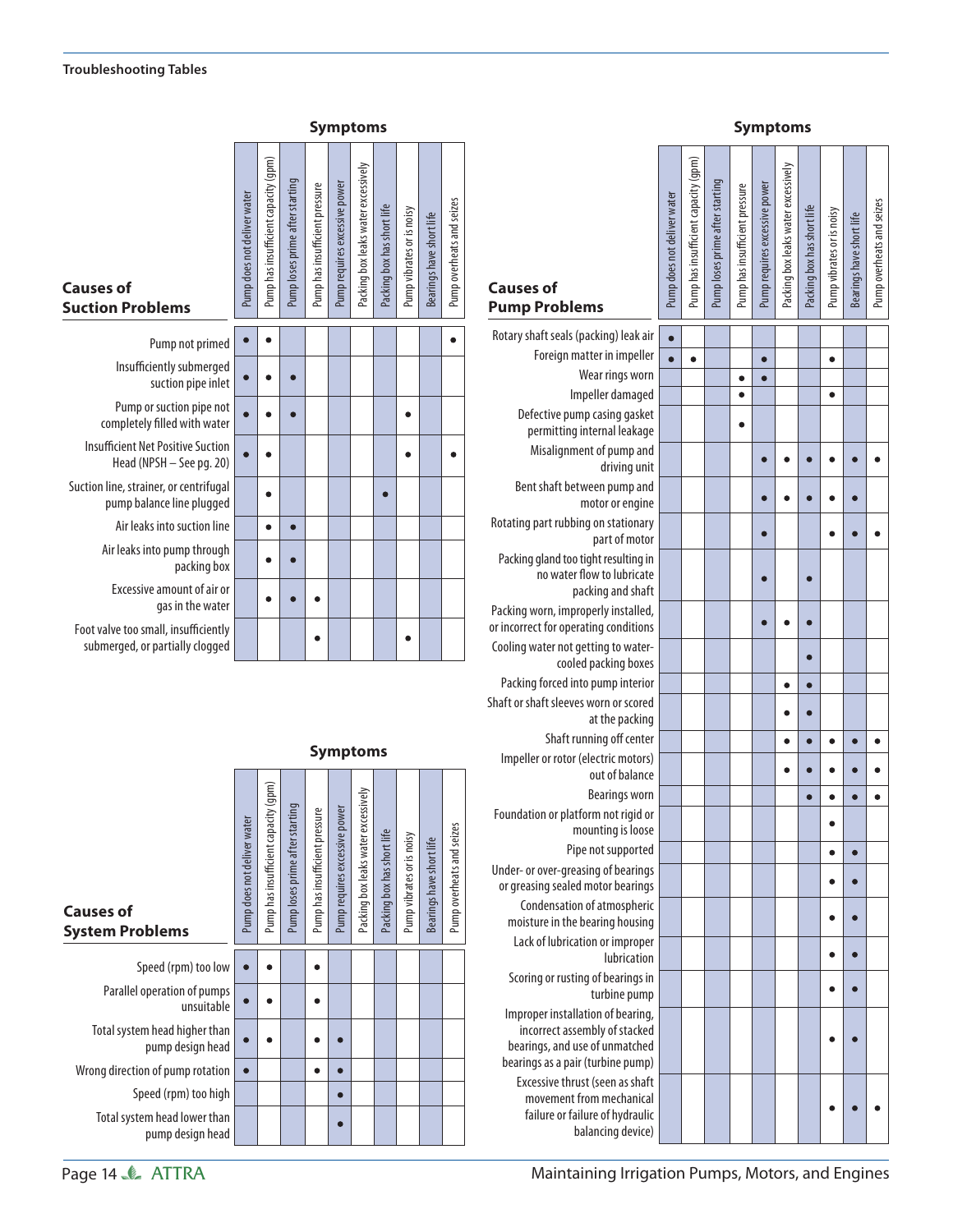## Troubleshooting Tables

### Symptoms

| Causes of Suction Problems | Pump does not deliver water | Pump has insufficient capacity (gpm) | Pump loses prime after starting | Pump has insufficient pressure | Pump requires excessive power | Packing box leaks water excessively | Packing box has short life | Pump vibrates or is noisy | Bearings have short life | Pump overheats and seizes |
|---|---|---|---|---|---|---|---|---|---|---|
| Pump not primed | ● | ● | | | | | | | | ● |
| Insufficiently submerged suction pipe inlet | ● | ● | ● | | | | | | | |
| Pump or suction pipe not completely filled with water | ● | ● | ● | | | | | ● | | |
| Insufficient Net Positive Suction Head (NPSH – See pg. 20) | ● | ● | | | | | | ● | | ● |
| Suction line, strainer, or centrifugal pump balance line plugged | | ● | | | | | ● | | | |
| Air leaks into suction line | | ● | ● | | | | | | | |
| Air leaks into pump through packing box | | ● | ● | | | | | | | |
| Excessive amount of air or gas in the water | | ● | ● | ● | | | | | | |
| Foot valve too small, insufficiently submerged, or partially clogged | | | | ● | | | | ● | | |

### Symptoms

| Causes of System Problems | Pump does not deliver water | Pump has insufficient capacity (gpm) | Pump loses prime after starting | Pump has insufficient pressure | Pump requires excessive power | Packing box leaks water excessively | Packing box has short life | Pump vibrates or is noisy | Bearings have short life | Pump overheats and seizes |
|---|---|---|---|---|---|---|---|---|---|---|
| Speed (rpm) too low | ● | ● | | ● | | | | | | |
| Parallel operation of pumps unsuitable | ● | ● | | ● | | | | | | |
| Total system head higher than pump design head | ● | ● | | ● | ● | | | | | |
| Wrong direction of pump rotation | ● | | | ● | ● | | | | | |
| Speed (rpm) too high | | | | | ● | | | | | |
| Total system head lower than pump design head | | | | | ● | | | | | |

### Symptoms

| Causes of Pump Problems | Pump does not deliver water | Pump has insufficient capacity (gpm) | Pump loses prime after starting | Pump has insufficient pressure | Pump requires excessive power | Packing box leaks water excessively | Packing box has short life | Pump vibrates or is noisy | Bearings have short life | Pump overheats and seizes |
|---|---|---|---|---|---|---|---|---|---|---|
| Rotary shaft seals (packing) leak air | ● | | | | | | | | | |
| Foreign matter in impeller | ● | ● | | | ● | | | ● | | |
| Wear rings worn | | | | ● | ● | | | | | |
| Impeller damaged | | | | ● | | | | ● | | |
| Defective pump casing gasket permitting internal leakage | | | | ● | | | | | | |
| Misalignment of pump and driving unit | | | | | ● | ● | ● | ● | ● | ● |
| Bent shaft between pump and motor or engine | | | | | ● | ● | ● | ● | ● | |
| Rotating part rubbing on stationary part of motor | | | | | ● | | | ● | ● | ● |
| Packing gland too tight resulting in no water flow to lubricate packing and shaft | | | | | ● | | ● | | | |
| Packing worn, improperly installed, or incorrect for operating conditions | | | | | ● | ● | ● | | | |
| Cooling water not getting to water-cooled packing boxes | | | | | | | ● | | | |
| Packing forced into pump interior | | | | | | ● | ● | | | |
| Shaft or shaft sleeves worn or scored at the packing | | | | | | ● | ● | | | |
| Shaft running off center | | | | | | ● | ● | ● | ● | ● |
| Impeller or rotor (electric motors) out of balance | | | | | | ● | ● | ● | ● | ● |
| Bearings worn | | | | | | | ● | ● | ● | ● |
| Foundation or platform not rigid or mounting is loose | | | | | | | | ● | | |
| Pipe not supported | | | | | | | | ● | ● | |
| Under- or over-greasing of bearings or greasing sealed motor bearings | | | | | | | | ● | ● | |
| Condensation of atmospheric moisture in the bearing housing | | | | | | | | ● | ● | |
| Lack of lubrication or improper lubrication | | | | | | | | ● | ● | |
| Scoring or rusting of bearings in turbine pump | | | | | | | | ● | ● | |
| Improper installation of bearing, incorrect assembly of stacked bearings, and use of unmatched bearings as a pair (turbine pump) | | | | | | | | ● | ● | |
| Excessive thrust (seen as shaft movement from mechanical failure or failure of hydraulic balancing device) | | | | | | | | ● | ● | ● |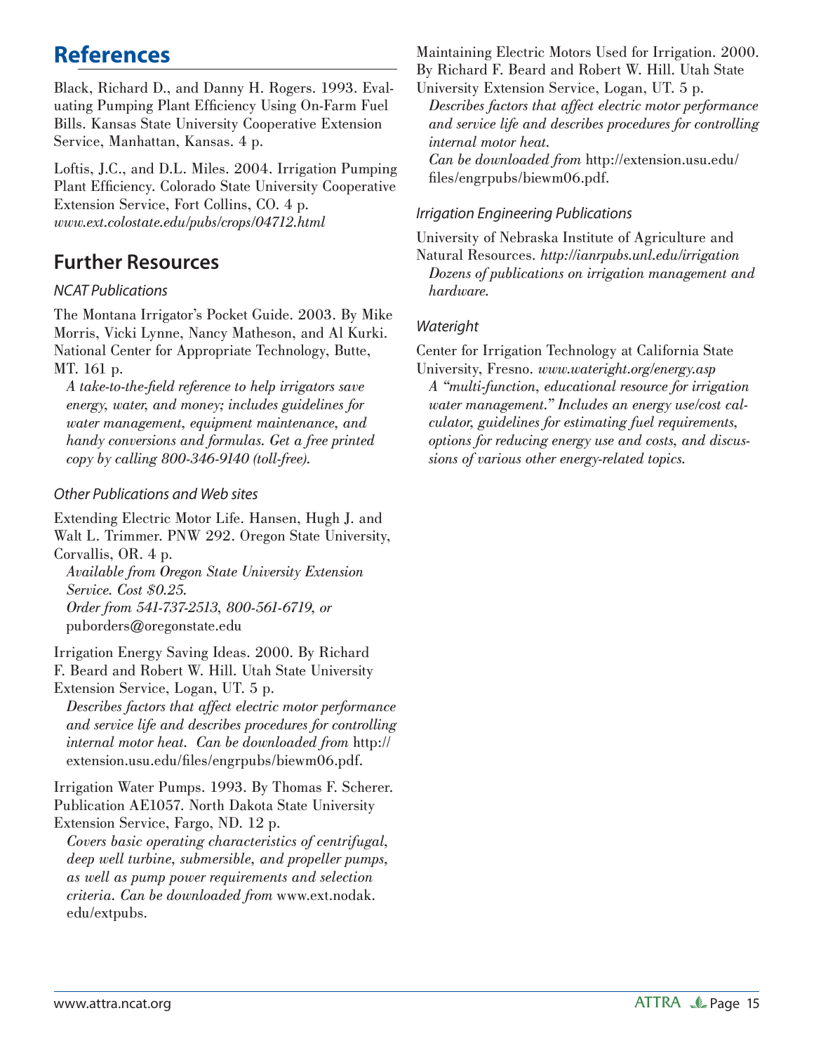## References

Black, Richard D., and Danny H. Rogers. 1993. Evaluating Pumping Plant Efficiency Using On-Farm Fuel Bills. Kansas State University Cooperative Extension Service, Manhattan, Kansas. 4 p.

Loftis, J.C., and D.L. Miles. 2004. Irrigation Pumping Plant Efficiency. Colorado State University Cooperative Extension Service, Fort Collins, CO. 4 p. *www.ext.colostate.edu/pubs/crops/04712.html*

## Further Resources

### *NCAT Publications*

The Montana Irrigator's Pocket Guide. 2003. By Mike Morris, Vicki Lynne, Nancy Matheson, and Al Kurki. National Center for Appropriate Technology, Butte, MT. 161 p.

*A take-to-the-field reference to help irrigators save energy, water, and money; includes guidelines for water management, equipment maintenance, and handy conversions and formulas. Get a free printed copy by calling 800-346-9140 (toll-free).*

### *Other Publications and Web sites*

Extending Electric Motor Life. Hansen, Hugh J. and Walt L. Trimmer. PNW 292. Oregon State University, Corvallis, OR. 4 p.

*Available from Oregon State University Extension Service. Cost $0.25.*
*Order from 541-737-2513, 800-561-6719, or* puborders@oregonstate.edu

Irrigation Energy Saving Ideas. 2000. By Richard F. Beard and Robert W. Hill. Utah State University Extension Service, Logan, UT. 5 p.

*Describes factors that affect electric motor performance and service life and describes procedures for controlling internal motor heat. Can be downloaded from* http://extension.usu.edu/files/engrpubs/biewm06.pdf.

Irrigation Water Pumps. 1993. By Thomas F. Scherer. Publication AE1057. North Dakota State University Extension Service, Fargo, ND. 12 p.

*Covers basic operating characteristics of centrifugal, deep well turbine, submersible, and propeller pumps, as well as pump power requirements and selection criteria. Can be downloaded from* www.ext.nodak.edu/extpubs.

Maintaining Electric Motors Used for Irrigation. 2000. By Richard F. Beard and Robert W. Hill. Utah State University Extension Service, Logan, UT. 5 p.

*Describes factors that affect electric motor performance and service life and describes procedures for controlling internal motor heat.*
*Can be downloaded from* http://extension.usu.edu/files/engrpubs/biewm06.pdf.

### *Irrigation Engineering Publications*

University of Nebraska Institute of Agriculture and Natural Resources. *http://ianrpubs.unl.edu/irrigation*

*Dozens of publications on irrigation management and hardware.*

### *Wateright*

Center for Irrigation Technology at California State University, Fresno. *www.wateright.org/energy.asp*

*A "multi-function, educational resource for irrigation water management." Includes an energy use/cost calculator, guidelines for estimating fuel requirements, options for reducing energy use and costs, and discussions of various other energy-related topics.*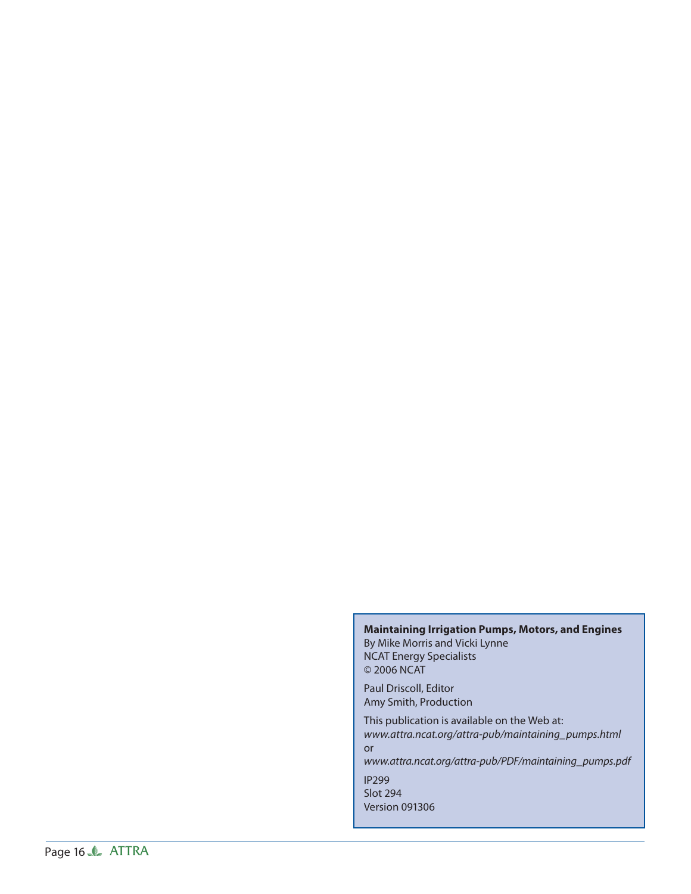**Maintaining Irrigation Pumps, Motors, and Engines**
By Mike Morris and Vicki Lynne
NCAT Energy Specialists
© 2006 NCAT

Paul Driscoll, Editor
Amy Smith, Production

This publication is available on the Web at:
*www.attra.ncat.org/attra-pub/maintaining_pumps.html*
or
*www.attra.ncat.org/attra-pub/PDF/maintaining_pumps.pdf*

IP299
Slot 294
Version 091306